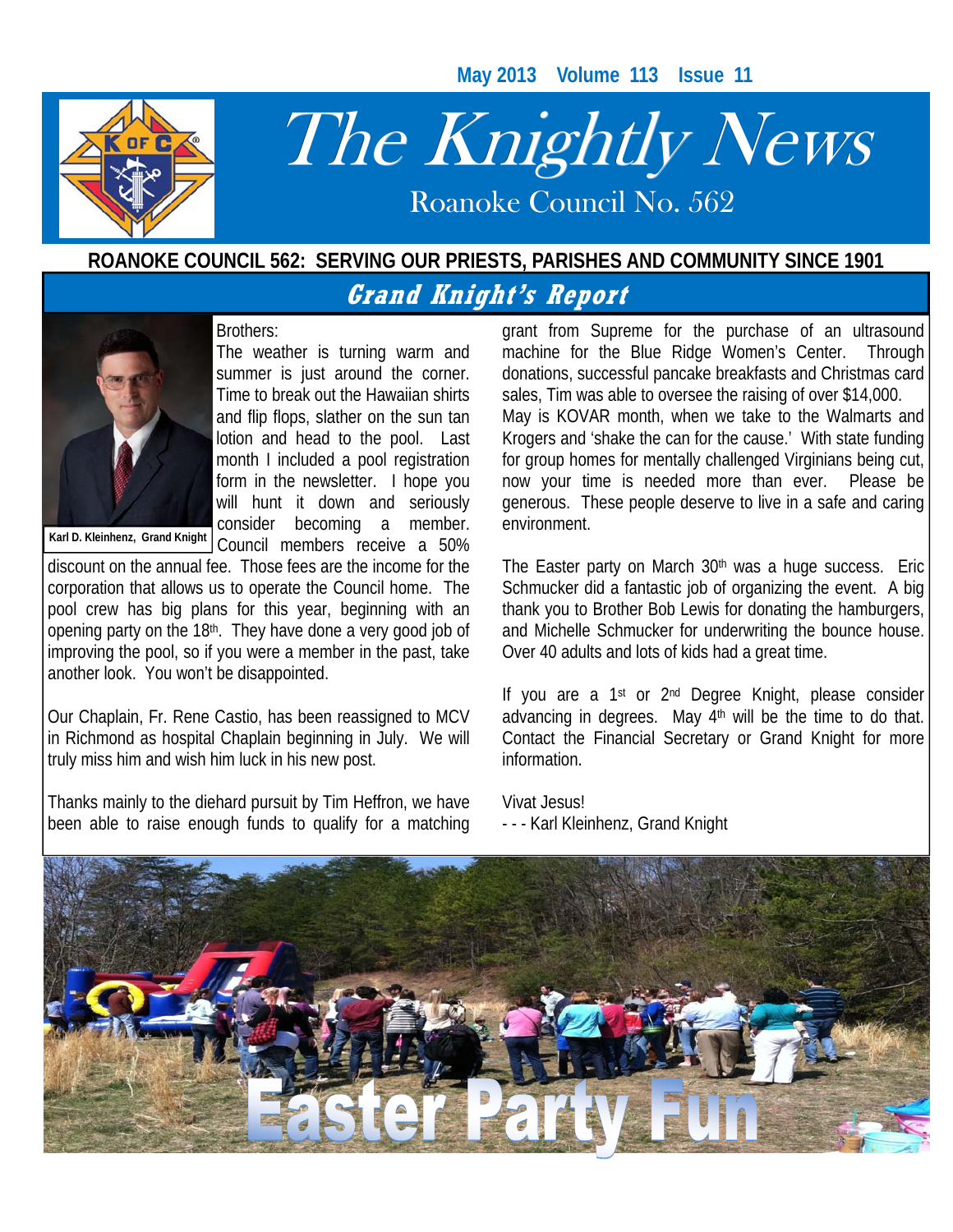May 2013 Volume 113 Issue 11

# The Knightly News

Roanoke Council No. 562

**ROANOKE COUNCIL 562: SERVING OUR PRIESTS, PARISHES AND COMMUNITY SINCE 1901**

## Grand Knight's Report

**Karl D. Kleinhenz, Grand Knight**

Brothers:

The weather is turning warm and summer is just around the corner. Time to break out the Hawaiian shirts and flip flops, slather on the sun tan lotion and head to the pool. Last month I included a pool registration form in the newsletter. I hope you will hunt it down and seriously consider becoming a member. Council members receive a 50% discount on the annual fee. Those fees are the income for the corporation that allows us to operate the Council home. The pool crew has big plans for this year, beginning with an opening party on the 18th. They have done a very good job of improving the pool, so if you were a member in the past, take another look. You won't be disappointed.

Our Chaplain, Fr. Rene Castio, has been reassigned to MCV in Richmond as hospital Chaplain beginning in July. We will truly miss him and wish him luck in his new post.

Thanks mainly to the diehard pursuit by Tim Heffron, we have been able to raise enough funds to qualify for a matching grant from Supreme for the purchase of an ultrasound machine for the Blue Ridge Women's Center. Through donations, successful pancake breakfasts and Christmas card sales, Tim was able to oversee the raising of over $14,000.

May is KOVAR month, when we take to the Walmarts and Krogers and 'shake the can for the cause.' With state funding for group homes for mentally challenged Virginians being cut, now your time is needed more than ever. Please be generous. These people deserve to live in a safe and caring environment.

The Easter party on March 30th was a huge success. Eric Schmucker did a fantastic job of organizing the event. A big thank you to Brother Bob Lewis for donating the hamburgers, and Michelle Schmucker for underwriting the bounce house. Over 40 adults and lots of kids had a great time.

If you are a 1st or 2nd Degree Knight, please consider advancing in degrees. May 4th will be the time to do that. Contact the Financial Secretary or Grand Knight for more information.

Vivat Jesus!

\- - - Karl Kleinhenz, Grand Knight

Easter Party Fun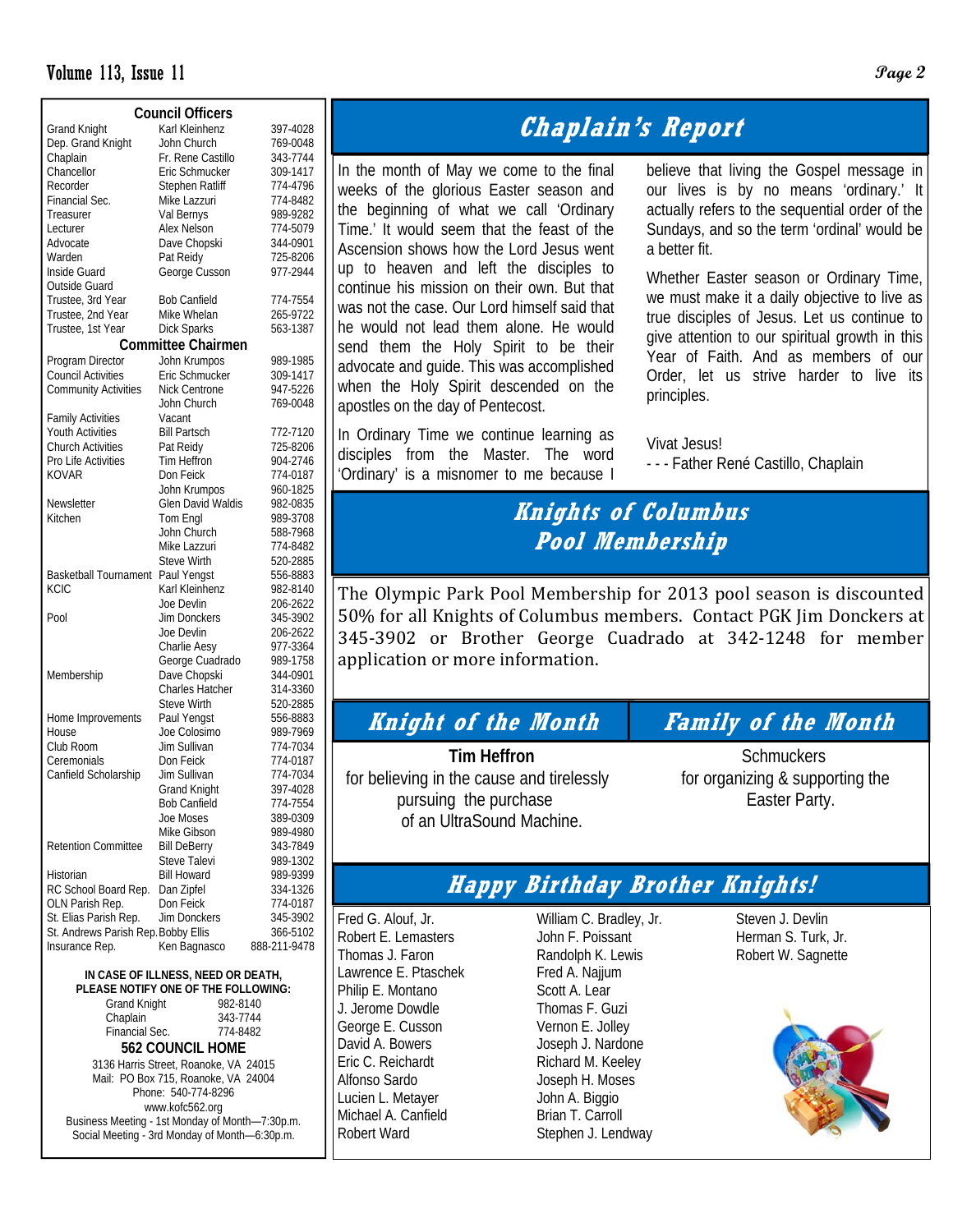## Council Officers

| | | |
|---|---|---|
| Grand Knight | Karl Kleinhenz | 397-4028 |
| Dep. Grand Knight | John Church | 769-0048 |
| Chaplain | Fr. Rene Castillo | 343-7744 |
| Chancellor | Eric Schmucker | 309-1417 |
| Recorder | Stephen Ratliff | 774-4796 |
| Financial Sec. | Mike Lazzuri | 774-8482 |
| Treasurer | Val Bernys | 989-9282 |
| Lecturer | Alex Nelson | 774-5079 |
| Advocate | Dave Chopski | 344-0901 |
| Warden | Pat Reidy | 725-8206 |
| Inside Guard | George Cusson | 977-2944 |
| Outside Guard | | |
| Trustee, 3rd Year | Bob Canfield | 774-7554 |
| Trustee, 2nd Year | Mike Whelan | 265-9722 |
| Trustee, 1st Year | Dick Sparks | 563-1387 |

## Committee Chairmen

| | | |
|---|---|---|
| Program Director | John Krumpos | 989-1985 |
| Council Activities | Eric Schmucker | 309-1417 |
| Community Activities | Nick Centrone | 947-5226 |
| | John Church | 769-0048 |
| Family Activities | Vacant | |
| Youth Activities | Bill Partsch | 772-7120 |
| Church Activities | Pat Reidy | 725-8206 |
| Pro Life Activities | Tim Heffron | 904-2746 |
| KOVAR | Don Feick | 774-0187 |
| | John Krumpos | 960-1825 |
| Newsletter | Glen David Waldis | 982-0835 |
| Kitchen | Tom Engl | 989-3708 |
| | John Church | 588-7968 |
| | Mike Lazzuri | 774-8482 |
| | Steve Wirth | 520-2885 |
| Basketball Tournament | Paul Yengst | 556-8883 |
| KCIC | Karl Kleinhenz | 982-8140 |
| | Joe Devlin | 206-2622 |
| Pool | Jim Donckers | 345-3902 |
| | Joe Devlin | 206-2622 |
| | Charlie Aesy | 977-3364 |
| | George Cuadrado | 989-1758 |
| Membership | Dave Chopski | 344-0901 |
| | Charles Hatcher | 314-3360 |
| | Steve Wirth | 520-2885 |
| Home Improvements | Paul Yengst | 556-8883 |
| House | Joe Colosimo | 989-7969 |
| Club Room | Jim Sullivan | 774-7034 |
| Ceremonials | Don Feick | 774-0187 |
| Canfield Scholarship | Jim Sullivan | 774-7034 |
| | Grand Knight | 397-4028 |
| | Bob Canfield | 774-7554 |
| | Joe Moses | 389-0309 |
| | Mike Gibson | 989-4980 |
| Retention Committee | Bill DeBerry | 343-7849 |
| | Steve Talevi | 989-1302 |
| Historian | Bill Howard | 989-9399 |
| RC School Board Rep. | Dan Zipfel | 334-1326 |
| OLN Parish Rep. | Don Feick | 774-0187 |
| St. Elias Parish Rep. | Jim Donckers | 345-3902 |
| St. Andrews Parish Rep. | Bobby Ellis | 366-5102 |
| Insurance Rep. | Ken Bagnasco | 888-211-9478 |

**IN CASE OF ILLNESS, NEED OR DEATH, PLEASE NOTIFY ONE OF THE FOLLOWING:**

| | |
|---|---|
| Grand Knight | 982-8140 |
| Chaplain | 343-7744 |
| Financial Sec. | 774-8482 |

**562 COUNCIL HOME**

3136 Harris Street, Roanoke, VA 24015
Mail: PO Box 715, Roanoke, VA 24004
Phone: 540-774-8296
www.kofc562.org
Business Meeting - 1st Monday of Month—7:30p.m.
Social Meeting - 3rd Monday of Month—6:30p.m.

# Chaplain's Report

In the month of May we come to the final weeks of the glorious Easter season and the beginning of what we call 'Ordinary Time.' It would seem that the feast of the Ascension shows how the Lord Jesus went up to heaven and left the disciples to continue his mission on their own. But that was not the case. Our Lord himself said that he would not lead them alone. He would send them the Holy Spirit to be their advocate and guide. This was accomplished when the Holy Spirit descended on the apostles on the day of Pentecost.

In Ordinary Time we continue learning as disciples from the Master. The word 'Ordinary' is a misnomer to me because I believe that living the Gospel message in our lives is by no means 'ordinary.' It actually refers to the sequential order of the Sundays, and so the term 'ordinal' would be a better fit.

Whether Easter season or Ordinary Time, we must make it a daily objective to live as true disciples of Jesus. Let us continue to give attention to our spiritual growth in this Year of Faith. And as members of our Order, let us strive harder to live its principles.

Vivat Jesus!
- - - Father René Castillo, Chaplain

# Knights of Columbus Pool Membership

The Olympic Park Pool Membership for 2013 pool season is discounted 50% for all Knights of Columbus members. Contact PGK Jim Donckers at 345-3902 or Brother George Cuadrado at 342-1248 for member application or more information.

# Knight of the Month

**Tim Heffron**

for believing in the cause and tirelessly pursuing the purchase of an UltraSound Machine.

# Family of the Month

Schmuckers

for organizing & supporting the Easter Party.

# Happy Birthday Brother Knights!

Fred G. Alouf, Jr.
Robert E. Lemasters
Thomas J. Faron
Lawrence E. Ptaschek
Philip E. Montano
J. Jerome Dowdle
George E. Cusson
David A. Bowers
Eric C. Reichardt
Alfonso Sardo
Lucien L. Metayer
Michael A. Canfield
Robert Ward
William C. Bradley, Jr.
John F. Poissant
Randolph K. Lewis
Fred A. Najjum
Scott A. Lear
Thomas F. Guzi
Vernon E. Jolley
Joseph J. Nardone
Richard M. Keeley
Joseph H. Moses
John A. Biggio
Brian T. Carroll
Stephen J. Lendway
Steven J. Devlin
Herman S. Turk, Jr.
Robert W. Sagnette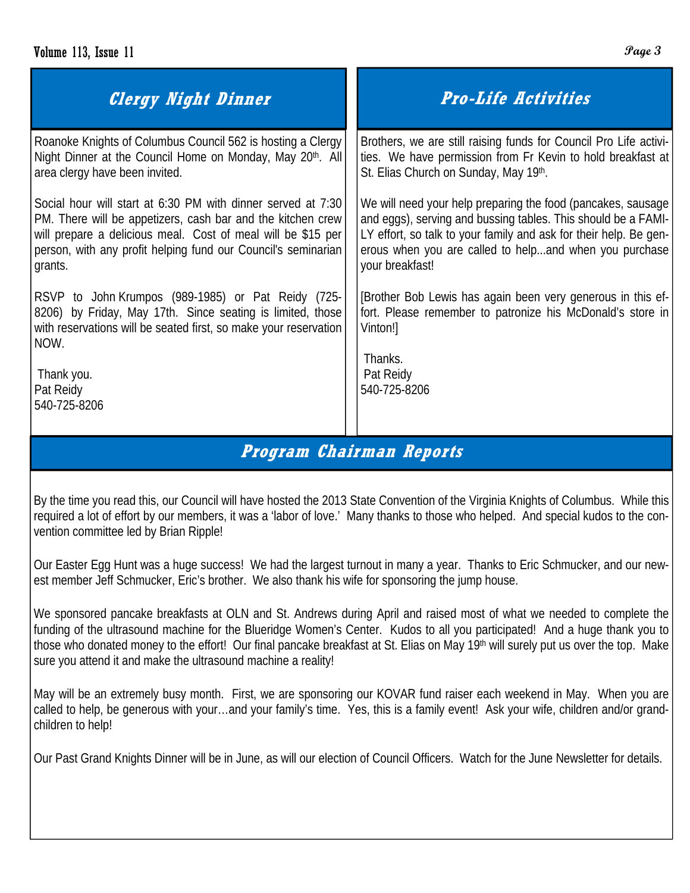## Clergy Night Dinner

Roanoke Knights of Columbus Council 562 is hosting a Clergy Night Dinner at the Council Home on Monday, May 20th. All area clergy have been invited.

Social hour will start at 6:30 PM with dinner served at 7:30 PM. There will be appetizers, cash bar and the kitchen crew will prepare a delicious meal. Cost of meal will be $15 per person, with any profit helping fund our Council's seminarian grants.

RSVP to John Krumpos (989-1985) or Pat Reidy (725-8206) by Friday, May 17th. Since seating is limited, those with reservations will be seated first, so make your reservation NOW.

Thank you.
Pat Reidy
540-725-8206

## Pro-Life Activities

Brothers, we are still raising funds for Council Pro Life activities. We have permission from Fr Kevin to hold breakfast at St. Elias Church on Sunday, May 19th.

We will need your help preparing the food (pancakes, sausage and eggs), serving and bussing tables. This should be a FAMILY effort, so talk to your family and ask for their help. Be generous when you are called to help...and when you purchase your breakfast!

[Brother Bob Lewis has again been very generous in this effort. Please remember to patronize his McDonald's store in Vinton!]

Thanks.
Pat Reidy
540-725-8206

## Program Chairman Reports

By the time you read this, our Council will have hosted the 2013 State Convention of the Virginia Knights of Columbus. While this required a lot of effort by our members, it was a 'labor of love.' Many thanks to those who helped. And special kudos to the convention committee led by Brian Ripple!

Our Easter Egg Hunt was a huge success! We had the largest turnout in many a year. Thanks to Eric Schmucker, and our newest member Jeff Schmucker, Eric's brother. We also thank his wife for sponsoring the jump house.

We sponsored pancake breakfasts at OLN and St. Andrews during April and raised most of what we needed to complete the funding of the ultrasound machine for the Blueridge Women's Center. Kudos to all you participated! And a huge thank you to those who donated money to the effort! Our final pancake breakfast at St. Elias on May 19th will surely put us over the top. Make sure you attend it and make the ultrasound machine a reality!

May will be an extremely busy month. First, we are sponsoring our KOVAR fund raiser each weekend in May. When you are called to help, be generous with your…and your family's time. Yes, this is a family event! Ask your wife, children and/or grandchildren to help!

Our Past Grand Knights Dinner will be in June, as will our election of Council Officers. Watch for the June Newsletter for details.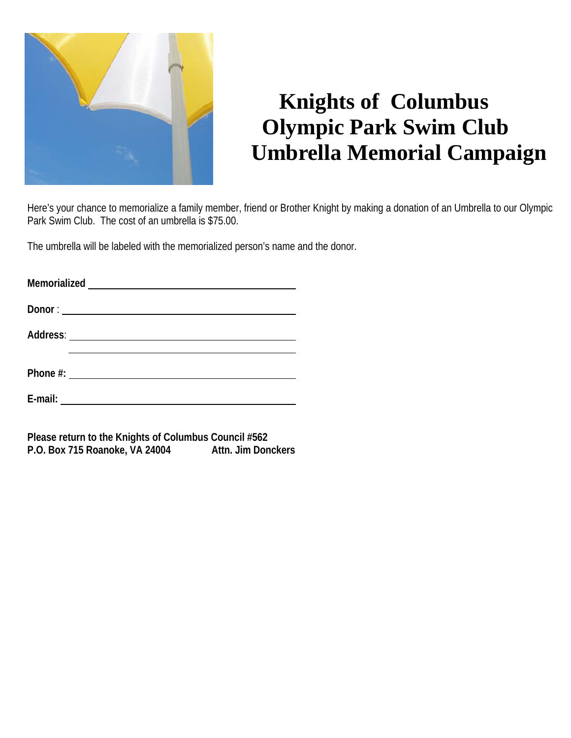# Knights of Columbus
# Olympic Park Swim Club
# Umbrella Memorial Campaign

Here's your chance to memorialize a family member, friend or Brother Knight by making a donation of an Umbrella to our Olympic Park Swim Club. The cost of an umbrella is $75.00.

The umbrella will be labeled with the memorialized person's name and the donor.

**Memorialized** ______________________________________

**Donor** : ______________________________________

**Address**: ______________________________________

______________________________________

**Phone #:** ______________________________________

**E-mail:** ______________________________________

**Please return to the Knights of Columbus Council #562**
**P.O. Box 715 Roanoke, VA 24004 Attn. Jim Donckers**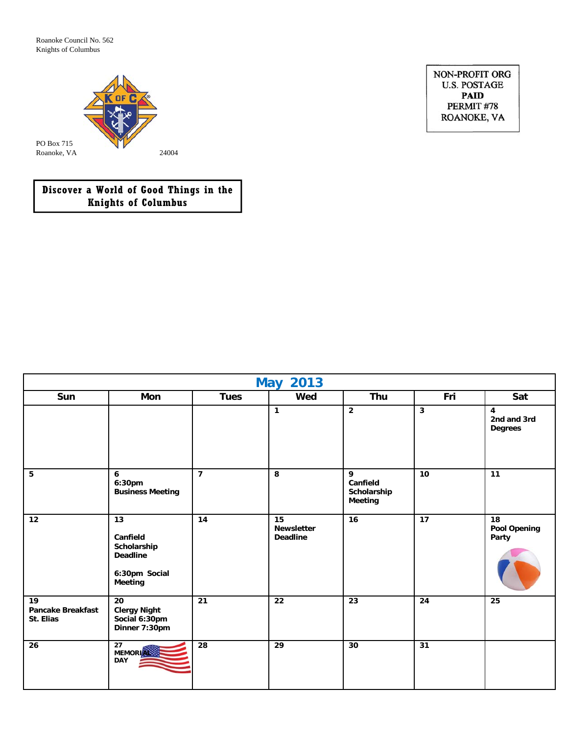Roanoke Council No. 562
Knights of Columbus

PO Box 715
Roanoke, VA 24004

NON-PROFIT ORG
U.S. POSTAGE
**PAID**
PERMIT #78
ROANOKE, VA

**Discover a World of Good Things in the Knights of Columbus**

## May 2013

| Sun | Mon | Tues | Wed | Thu | Fri | Sat |
|---|---|---|---|---|---|---|
| | | | 1 | 2 | 3 | 4 **2nd and 3rd Degrees** |
| 5 | 6 **6:30pm Business Meeting** | 7 | 8 | 9 **Canfield Scholarship Meeting** | 10 | 11 |
| 12 | 13 **Canfield Scholarship Deadline** **6:30pm Social Meeting** | 14 | 15 **Newsletter Deadline** | 16 | 17 | 18 **Pool Opening Party** |
| 19 **Pancake Breakfast St. Elias** | 20 **Clergy Night Social 6:30pm Dinner 7:30pm** | 21 | 22 | 23 | 24 | 25 |
| 26 | 27 **MEMORIAL DAY** | 28 | 29 | 30 | 31 | |